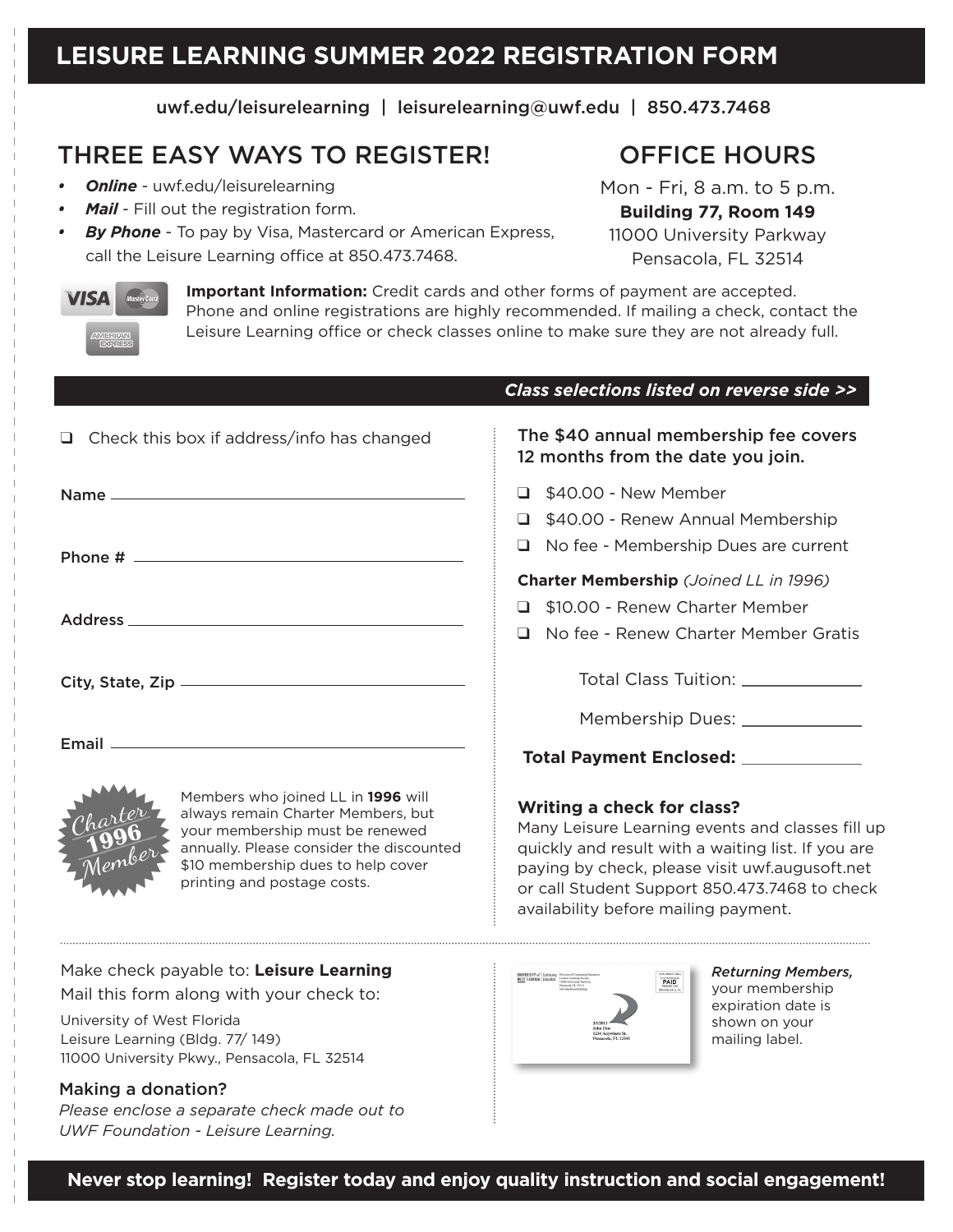# LEISURE LEARNING SUMMER 2022 REGISTRATION FORM

uwf.edu/leisurelearning | leisurelearning@uwf.edu | 850.473.7468

## THREE EASY WAYS TO REGISTER!

- ***Online*** - uwf.edu/leisurelearning
- ***Mail*** - Fill out the registration form.
- ***By Phone*** - To pay by Visa, Mastercard or American Express, call the Leisure Learning office at 850.473.7468.

## OFFICE HOURS

Mon - Fri, 8 a.m. to 5 p.m.
**Building 77, Room 149**
11000 University Parkway
Pensacola, FL 32514

**Important Information:** Credit cards and other forms of payment are accepted. Phone and online registrations are highly recommended. If mailing a check, contact the Leisure Learning office or check classes online to make sure they are not already full.

***Class selections listed on reverse side >>***

- ☐ Check this box if address/info has changed

Name ______________________________

Phone # ______________________________

Address ______________________________

City, State, Zip ______________________________

Email ______________________________

Charter 1996 Member

Members who joined LL in **1996** will always remain Charter Members, but your membership must be renewed annually. Please consider the discounted $10 membership dues to help cover printing and postage costs.

The $40 annual membership fee covers 12 months from the date you join.

- ☐ $40.00 - New Member
- ☐ $40.00 - Renew Annual Membership
- ☐ No fee - Membership Dues are current

**Charter Membership** *(Joined LL in 1996)*

- ☐ $10.00 - Renew Charter Member
- ☐ No fee - Renew Charter Member Gratis

Total Class Tuition: ____________

Membership Dues: ____________

**Total Payment Enclosed:** ____________

### Writing a check for class?

Many Leisure Learning events and classes fill up quickly and result with a waiting list. If you are paying by check, please visit uwf.augusoft.net or call Student Support 850.473.7468 to check availability before mailing payment.

Make check payable to: **Leisure Learning**
Mail this form along with your check to:

University of West Florida
Leisure Learning (Bldg. 77/ 149)
11000 University Pkwy., Pensacola, FL 32514

### Making a donation?

*Please enclose a separate check made out to UWF Foundation - Leisure Learning.*

***Returning Members,*** your membership expiration date is shown on your mailing label.

**Never stop learning! Register today and enjoy quality instruction and social engagement!**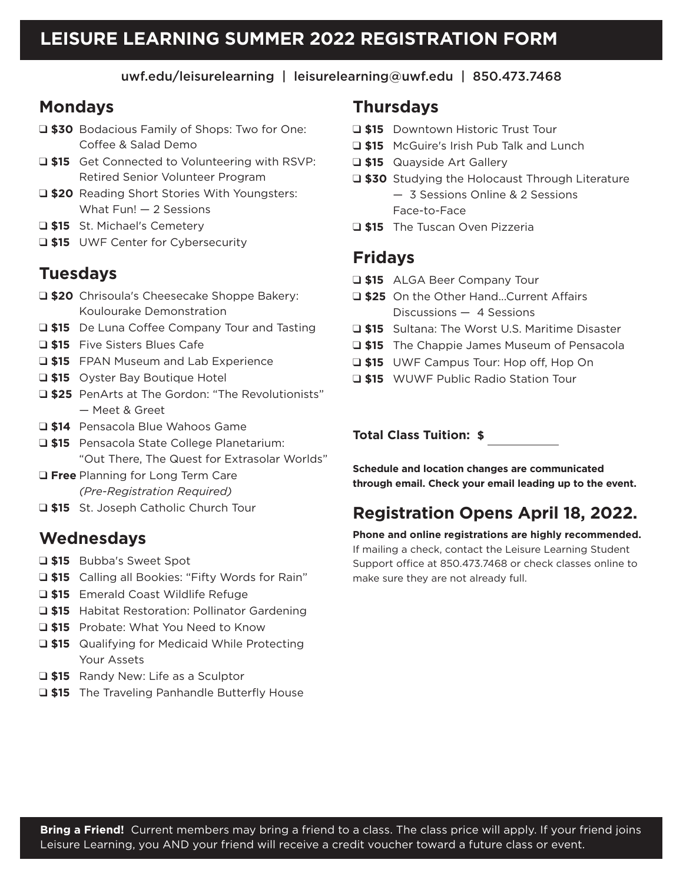# LEISURE LEARNING SUMMER 2022 REGISTRATION FORM

uwf.edu/leisurelearning | leisurelearning@uwf.edu | 850.473.7468

## Mondays

- ❑ **$30** Bodacious Family of Shops: Two for One: Coffee & Salad Demo
- ❑ **$15** Get Connected to Volunteering with RSVP: Retired Senior Volunteer Program
- ❑ **$20** Reading Short Stories With Youngsters: What Fun! — 2 Sessions
- ❑ **$15** St. Michael's Cemetery
- ❑ **$15** UWF Center for Cybersecurity

## Tuesdays

- ❑ **$20** Chrisoula's Cheesecake Shoppe Bakery: Koulourake Demonstration
- ❑ **$15** De Luna Coffee Company Tour and Tasting
- ❑ **$15** Five Sisters Blues Cafe
- ❑ **$15** FPAN Museum and Lab Experience
- ❑ **$15** Oyster Bay Boutique Hotel
- ❑ **$25** PenArts at The Gordon: "The Revolutionists" — Meet & Greet
- ❑ **$14** Pensacola Blue Wahoos Game
- ❑ **$15** Pensacola State College Planetarium: "Out There, The Quest for Extrasolar Worlds"
- ❑ **Free** Planning for Long Term Care *(Pre-Registration Required)*
- ❑ **$15** St. Joseph Catholic Church Tour

## Wednesdays

- ❑ **$15** Bubba's Sweet Spot
- ❑ **$15** Calling all Bookies: "Fifty Words for Rain"
- ❑ **$15** Emerald Coast Wildlife Refuge
- ❑ **$15** Habitat Restoration: Pollinator Gardening
- ❑ **$15** Probate: What You Need to Know
- ❑ **$15** Qualifying for Medicaid While Protecting Your Assets
- ❑ **$15** Randy New: Life as a Sculptor
- ❑ **$15** The Traveling Panhandle Butterfly House

## Thursdays

- ❑ **$15** Downtown Historic Trust Tour
- ❑ **$15** McGuire's Irish Pub Talk and Lunch
- ❑ **$15** Quayside Art Gallery
- ❑ **$30** Studying the Holocaust Through Literature — 3 Sessions Online & 2 Sessions Face-to-Face
- ❑ **$15** The Tuscan Oven Pizzeria

## Fridays

- ❑ **$15** ALGA Beer Company Tour
- ❑ **$25** On the Other Hand...Current Affairs Discussions — 4 Sessions
- ❑ **$15** Sultana: The Worst U.S. Maritime Disaster
- ❑ **$15** The Chappie James Museum of Pensacola
- ❑ **$15** UWF Campus Tour: Hop off, Hop On
- ❑ **$15** WUWF Public Radio Station Tour

**Total Class Tuition: $** ___________

**Schedule and location changes are communicated through email. Check your email leading up to the event.**

## Registration Opens April 18, 2022.

**Phone and online registrations are highly recommended.** If mailing a check, contact the Leisure Learning Student Support office at 850.473.7468 or check classes online to make sure they are not already full.

**Bring a Friend!** Current members may bring a friend to a class. The class price will apply. If your friend joins Leisure Learning, you AND your friend will receive a credit voucher toward a future class or event.